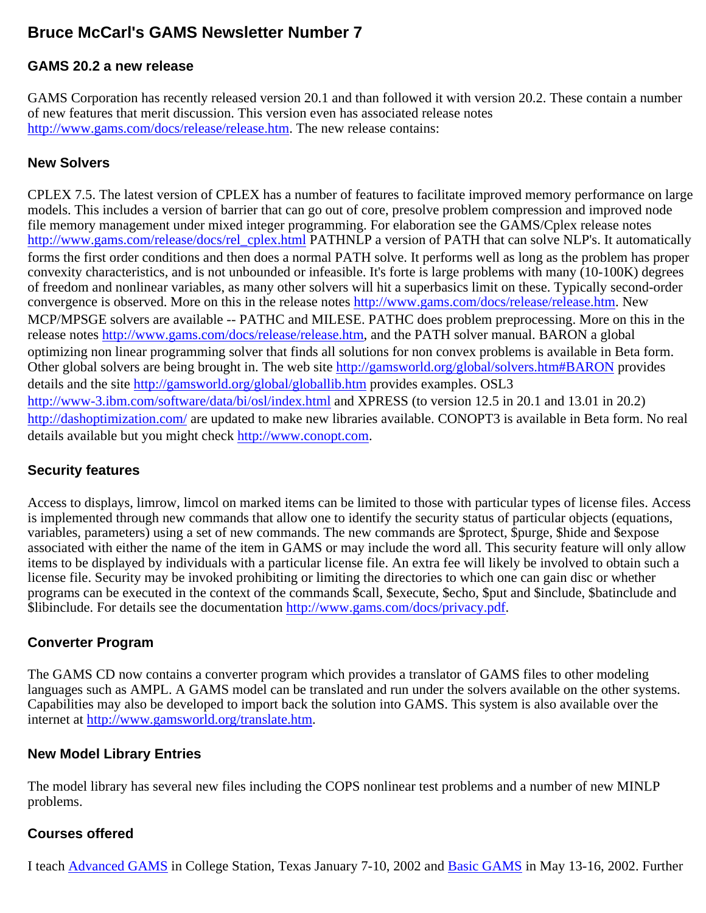# Bruce McCarl's GAMS Newsletter Number 7

## GAMS 20.2 a new release

GAMS Corporation has recently released version 20.1 and than followed it with version 20.2. These contain a number of new features that merit discussion. This version even has associated release notes http://www.gams.com/docs/release/release.htm. The new release contains:

## New Solvers

CPLEX 7.5. The latest version of CPLEX has a number of features to facilitate improved memory performance on large models. This includes a version of barrier that can go out of core, presolve problem compression and improved node file memory management under mixed integer programming. For elaboration see the GAMS/Cplex release notes http://www.gams.com/release/docs/rel_cplex.html PATHNLP a version of PATH that can solve NLP's. It automatically forms the first order conditions and then does a normal PATH solve. It performs well as long as the problem has proper convexity characteristics, and is not unbounded or infeasible. It's forte is large problems with many (10-100K) degrees of freedom and nonlinear variables, as many other solvers will hit a superbasics limit on these. Typically second-order convergence is observed. More on this in the release notes http://www.gams.com/docs/release/release.htm. New MCP/MPSGE solvers are available -- PATHC and MILESE. PATHC does problem preprocessing. More on this in the release notes http://www.gams.com/docs/release/release.htm, and the PATH solver manual. BARON a global optimizing non linear programming solver that finds all solutions for non convex problems is available in Beta form. Other global solvers are being brought in. The web site http://gamsworld.org/global/solvers.htm#BARON provides details and the site http://gamsworld.org/global/globallib.htm provides examples. OSL3 http://www-3.ibm.com/software/data/bi/osl/index.html and XPRESS (to version 12.5 in 20.1 and 13.01 in 20.2) http://dashoptimization.com/ are updated to make new libraries available. CONOPT3 is available in Beta form. No real details available but you might check http://www.conopt.com.

## Security features

Access to displays, limrow, limcol on marked items can be limited to those with particular types of license files. Access is implemented through new commands that allow one to identify the security status of particular objects (equations, variables, parameters) using a set of new commands. The new commands are $protect, $purge, $hide and $expose associated with either the name of the item in GAMS or may include the word all. This security feature will only allow items to be displayed by individuals with a particular license file. An extra fee will likely be involved to obtain such a license file. Security may be invoked prohibiting or limiting the directories to which one can gain disc or whether programs can be executed in the context of the commands $call, $execute, $echo, $put and $include, $batinclude and $libinclude. For details see the documentation http://www.gams.com/docs/privacy.pdf.

## Converter Program

The GAMS CD now contains a converter program which provides a translator of GAMS files to other modeling languages such as AMPL. A GAMS model can be translated and run under the solvers available on the other systems. Capabilities may also be developed to import back the solution into GAMS. This system is also available over the internet at http://www.gamsworld.org/translate.htm.

## New Model Library Entries

The model library has several new files including the COPS nonlinear test problems and a number of new MINLP problems.

## Courses offered

I teach Advanced GAMS in College Station, Texas January 7-10, 2002 and Basic GAMS in May 13-16, 2002. Further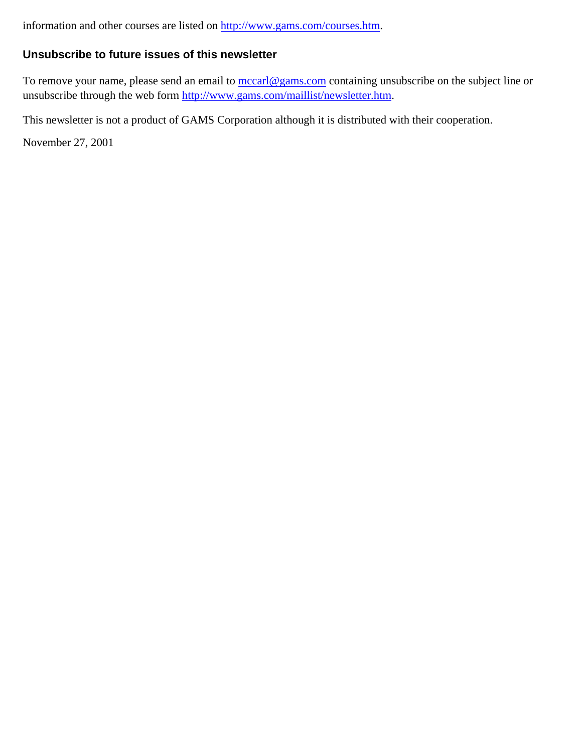information and other courses are listed on http://www.gams.com/courses.htm.

## Unsubscribe to future issues of this newsletter

To remove your name, please send an email to mccarl@gams.com containing unsubscribe on the subject line or unsubscribe through the web form http://www.gams.com/maillist/newsletter.htm.

This newsletter is not a product of GAMS Corporation although it is distributed with their cooperation.

November 27, 2001